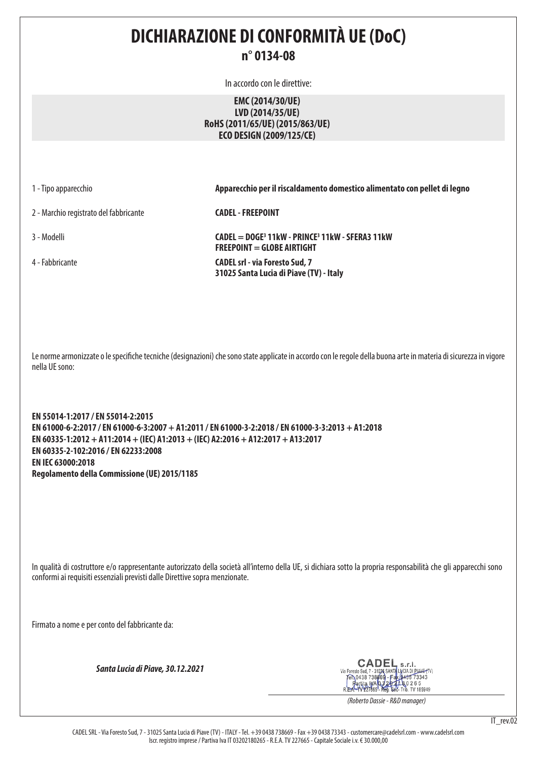# DICHIARAZIONE DI CONFORMITÀ UE (DoC)

## n° 0134-08

In accordo con le direttive:

**EMC (2014/30/UE)**
**LVD (2014/35/UE)**
**RoHS (2011/65/UE) (2015/863/UE)**
**ECO DESIGN (2009/125/CE)**

| | |
|---|---|
| 1 - Tipo apparecchio | **Apparecchio per il riscaldamento domestico alimentato con pellet di legno** |
| 2 - Marchio registrato del fabbricante | **CADEL - FREEPOINT** |
| 3 - Modelli | **CADEL = DOGE³ 11kW - PRINCE³ 11kW - SFERA3 11kW**<br>**FREEPOINT = GLOBE AIRTIGHT** |
| 4 - Fabbricante | **CADEL srl - via Foresto Sud, 7**<br>**31025 Santa Lucia di Piave (TV) - Italy** |

Le norme armonizzate o le specifiche tecniche (designazioni) che sono state applicate in accordo con le regole della buona arte in materia di sicurezza in vigore nella UE sono:

**EN 55014-1:2017 / EN 55014-2:2015**
**EN 61000-6-2:2017 / EN 61000-6-3:2007 + A1:2011 / EN 61000-3-2:2018 / EN 61000-3-3:2013 + A1:2018**
**EN 60335-1:2012 + A11:2014 + (IEC) A1:2013 + (IEC) A2:2016 + A12:2017 + A13:2017**
**EN 60335-2-102:2016 / EN 62233:2008**
**EN IEC 63000:2018**
**Regolamento della Commissione (UE) 2015/1185**

In qualità di costruttore e/o rappresentante autorizzato della società all'interno della UE, si dichiara sotto la propria responsabilità che gli apparecchi sono conformi ai requisiti essenziali previsti dalle Direttive sopra menzionate.

Firmato a nome e per conto del fabbricante da:

***Santa Lucia di Piave, 30.12.2021***

CADEL s.r.l.
Via Foresto Sud, 7 - 31025 SANTA LUCIA DI PIAVE (TV)
Tel. 0438 738669 - Fax 0438 73343
Partita IVA 03202180265
R.E.A. TV 227665 - Reg. Soc. Trib. TV 185949

*(Roberto Dassie - R&D manager)*

IT_rev.02

CADEL SRL - Via Foresto Sud, 7 - 31025 Santa Lucia di Piave (TV) - ITALY - Tel. +39 0438 738669 - Fax +39 0438 73343 - customercare@cadelsrl.com - www.cadelsrl.com
Iscr. registro imprese / Partiva Iva IT 03202180265 - R.E.A. TV 227665 - Capitale Sociale i.v. € 30.000,00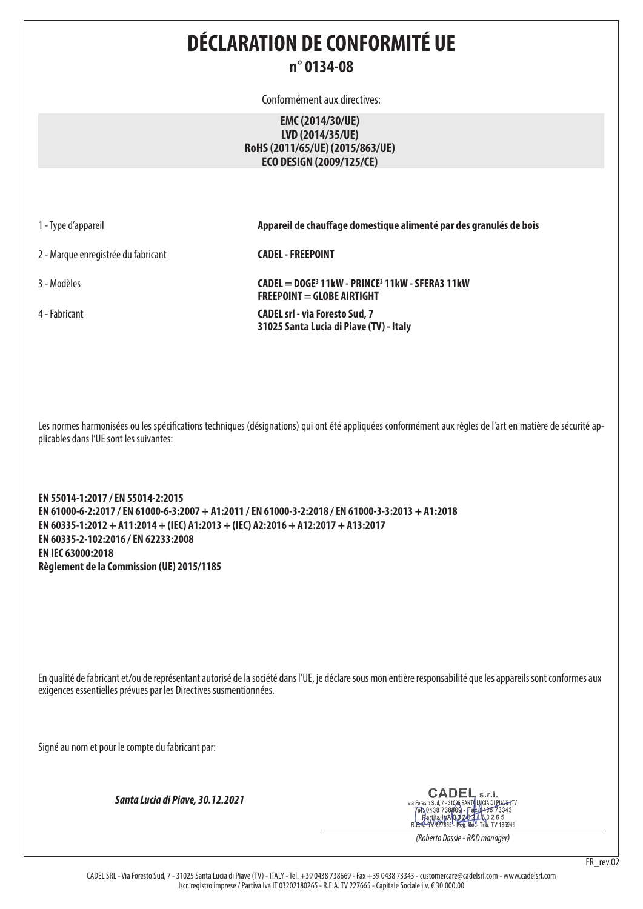# DÉCLARATION DE CONFORMITÉ UE

## n° 0134-08

Conformément aux directives:

**EMC (2014/30/UE)**
**LVD (2014/35/UE)**
**RoHS (2011/65/UE) (2015/863/UE)**
**ECO DESIGN (2009/125/CE)**

| | |
|---|---|
| 1 - Type d'appareil | **Appareil de chauffage domestique alimenté par des granulés de bois** |
| 2 - Marque enregistrée du fabricant | **CADEL - FREEPOINT** |
| 3 - Modèles | **CADEL = DOGE³ 11kW - PRINCE³ 11kW - SFERA3 11kW**<br>**FREEPOINT = GLOBE AIRTIGHT** |
| 4 - Fabricant | **CADEL srl - via Foresto Sud, 7**<br>**31025 Santa Lucia di Piave (TV) - Italy** |

Les normes harmonisées ou les spécifications techniques (désignations) qui ont été appliquées conformément aux règles de l'art en matière de sécurité applicables dans l'UE sont les suivantes:

**EN 55014-1:2017 / EN 55014-2:2015**
**EN 61000-6-2:2017 / EN 61000-6-3:2007 + A1:2011 / EN 61000-3-2:2018 / EN 61000-3-3:2013 + A1:2018**
**EN 60335-1:2012 + A11:2014 + (IEC) A1:2013 + (IEC) A2:2016 + A12:2017 + A13:2017**
**EN 60335-2-102:2016 / EN 62233:2008**
**EN IEC 63000:2018**
**Règlement de la Commission (UE) 2015/1185**

En qualité de fabricant et/ou de représentant autorisé de la société dans l'UE, je déclare sous mon entière responsabilité que les appareils sont conformes aux exigences essentielles prévues par les Directives susmentionnées.

Signé au nom et pour le compte du fabricant par:

***Santa Lucia di Piave, 30.12.2021***

CADEL s.r.l.
Via Foresto Sud, 7 - 31025 SANTA LUCIA DI PIAVE (TV)
Tel. 0438 738669 - Fax 0438 73343
Partita IVA 03202180265
R.E.A. TV 227665 - Reg. Soc. Trib. TV 185949

*(Roberto Dassie - R&D manager)*

FR_rev.02

CADEL SRL - Via Foresto Sud, 7 - 31025 Santa Lucia di Piave (TV) - ITALY - Tel. +39 0438 738669 - Fax +39 0438 73343 - customercare@cadelsrl.com - www.cadelsrl.com
Iscr. registro imprese / Partiva Iva IT 03202180265 - R.E.A. TV 227665 - Capitale Sociale i.v. € 30.000,00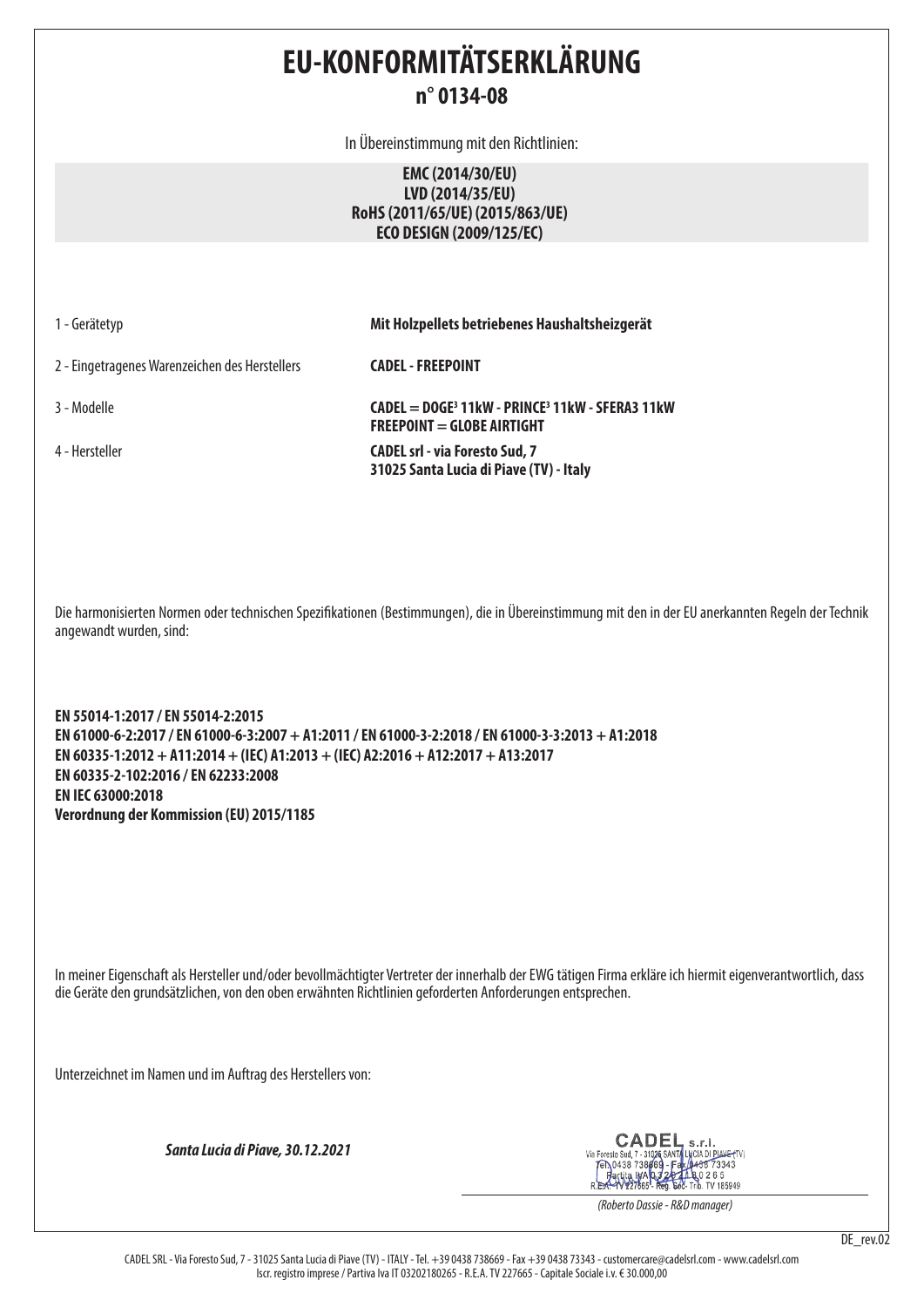# EU-KONFORMITÄTSERKLÄRUNG

## n° 0134-08

In Übereinstimmung mit den Richtlinien:

**EMC (2014/30/EU)**
**LVD (2014/35/EU)**
**RoHS (2011/65/UE) (2015/863/UE)**
**ECO DESIGN (2009/125/EC)**

| | |
|---|---|
| 1 - Gerätetyp | **Mit Holzpellets betriebenes Haushaltsheizgerät** |
| 2 - Eingetragenes Warenzeichen des Herstellers | **CADEL - FREEPOINT** |
| 3 - Modelle | **CADEL = DOGE³ 11kW - PRINCE³ 11kW - SFERA3 11kW**<br>**FREEPOINT = GLOBE AIRTIGHT** |
| 4 - Hersteller | **CADEL srl - via Foresto Sud, 7**<br>**31025 Santa Lucia di Piave (TV) - Italy** |

Die harmonisierten Normen oder technischen Spezifikationen (Bestimmungen), die in Übereinstimmung mit den in der EU anerkannten Regeln der Technik angewandt wurden, sind:

**EN 55014-1:2017 / EN 55014-2:2015**
**EN 61000-6-2:2017 / EN 61000-6-3:2007 + A1:2011 / EN 61000-3-2:2018 / EN 61000-3-3:2013 + A1:2018**
**EN 60335-1:2012 + A11:2014 + (IEC) A1:2013 + (IEC) A2:2016 + A12:2017 + A13:2017**
**EN 60335-2-102:2016 / EN 62233:2008**
**EN IEC 63000:2018**
**Verordnung der Kommission (EU) 2015/1185**

In meiner Eigenschaft als Hersteller und/oder bevollmächtigter Vertreter der innerhalb der EWG tätigen Firma erkläre ich hiermit eigenverantwortlich, dass die Geräte den grundsätzlichen, von den oben erwähnten Richtlinien geforderten Anforderungen entsprechen.

Unterzeichnet im Namen und im Auftrag des Herstellers von:

***Santa Lucia di Piave, 30.12.2021***

CADEL s.r.l.
Via Foresto Sud, 7 - 31025 SANTA LUCIA DI PIAVE (TV)
Tel. 0438 738669 - Fax 0438 73343
Partita IVA 03202180265
R.E.A. TV 227665 - Reg. Soc. Trib. TV 185949

*(Roberto Dassie - R&D manager)*

DE_rev.02

CADEL SRL - Via Foresto Sud, 7 - 31025 Santa Lucia di Piave (TV) - ITALY - Tel. +39 0438 738669 - Fax +39 0438 73343 - customercare@cadelsrl.com - www.cadelsrl.com
Iscr. registro imprese / Partiva Iva IT 03202180265 - R.E.A. TV 227665 - Capitale Sociale i.v. € 30.000,00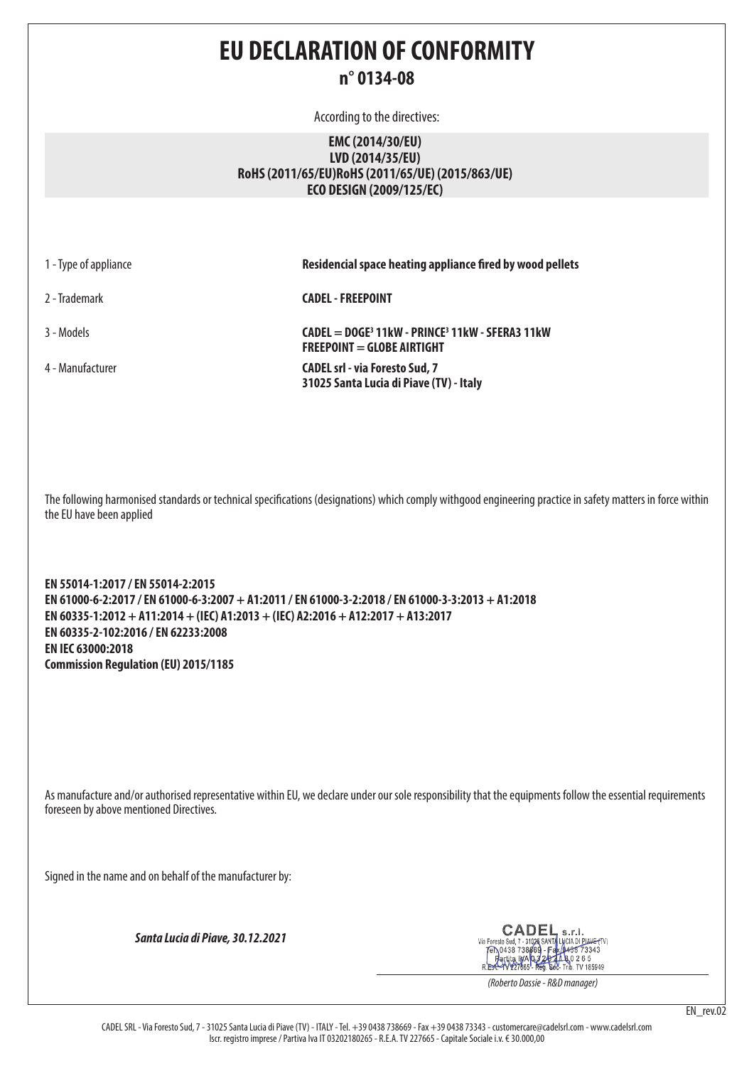# EU DECLARATION OF CONFORMITY

## n° 0134-08

According to the directives:

**EMC (2014/30/EU)**
**LVD (2014/35/EU)**
**RoHS (2011/65/EU)RoHS (2011/65/UE) (2015/863/UE)**
**ECO DESIGN (2009/125/EC)**

| | |
|---|---|
| 1 - Type of appliance | **Residencial space heating appliance fired by wood pellets** |
| 2 - Trademark | **CADEL - FREEPOINT** |
| 3 - Models | **CADEL = DOGE³ 11kW - PRINCE³ 11kW - SFERA3 11kW**<br>**FREEPOINT = GLOBE AIRTIGHT** |
| 4 - Manufacturer | **CADEL srl - via Foresto Sud, 7**<br>**31025 Santa Lucia di Piave (TV) - Italy** |

The following harmonised standards or technical specifications (designations) which comply withgood engineering practice in safety matters in force within the EU have been applied

**EN 55014-1:2017 / EN 55014-2:2015**
**EN 61000-6-2:2017 / EN 61000-6-3:2007 + A1:2011 / EN 61000-3-2:2018 / EN 61000-3-3:2013 + A1:2018**
**EN 60335-1:2012 + A11:2014 + (IEC) A1:2013 + (IEC) A2:2016 + A12:2017 + A13:2017**
**EN 60335-2-102:2016 / EN 62233:2008**
**EN IEC 63000:2018**
**Commission Regulation (EU) 2015/1185**

As manufacture and/or authorised representative within EU, we declare under our sole responsibility that the equipments follow the essential requirements foreseen by above mentioned Directives.

Signed in the name and on behalf of the manufacturer by:

***Santa Lucia di Piave, 30.12.2021***

CADEL s.r.l.
Via Foresto Sud, 7 - 31025 SANTA LUCIA DI PIAVE (TV)
Tel. 0438 738669 - Fax 0438 73343
Partita IVA 03202180265
R.E.A. TV 227665 - Reg. Soc. Trib. TV 185949

*(Roberto Dassie - R&D manager)*

EN_rev.02

CADEL SRL - Via Foresto Sud, 7 - 31025 Santa Lucia di Piave (TV) - ITALY - Tel. +39 0438 738669 - Fax +39 0438 73343 - customercare@cadelsrl.com - www.cadelsrl.com
Iscr. registro imprese / Partiva Iva IT 03202180265 - R.E.A. TV 227665 - Capitale Sociale i.v. € 30.000,00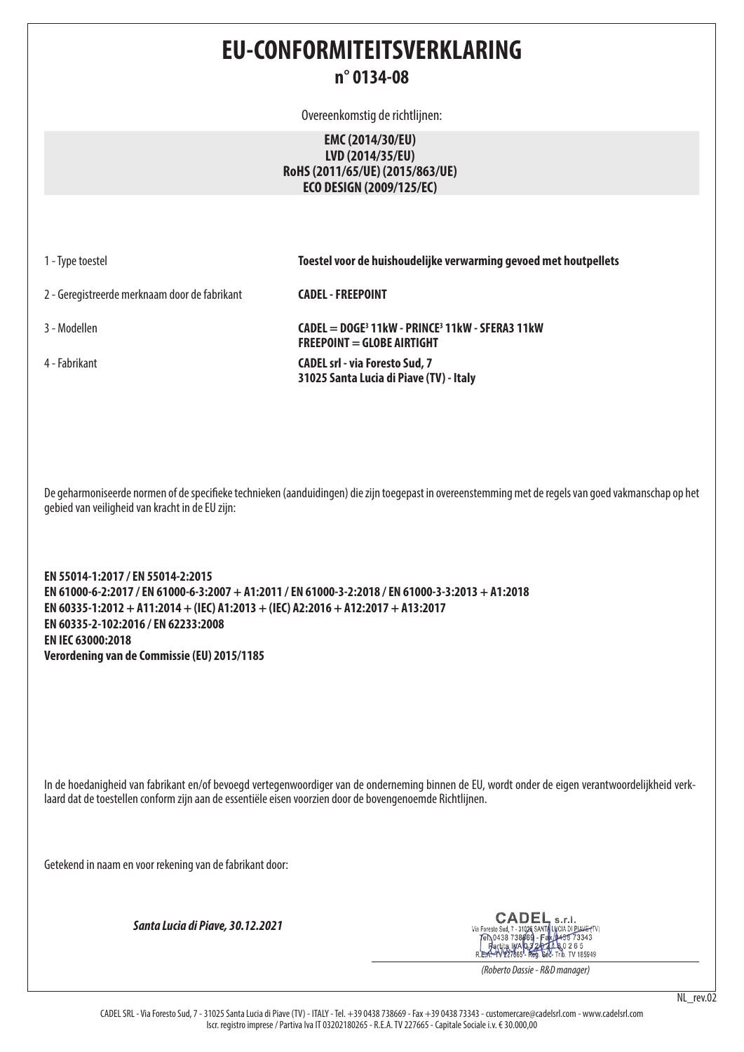# EU-CONFORMITEITSVERKLARING

## n° 0134-08

Overeenkomstig de richtlijnen:

**EMC (2014/30/EU)**
**LVD (2014/35/EU)**
**RoHS (2011/65/UE) (2015/863/UE)**
**ECO DESIGN (2009/125/EC)**

| | |
|---|---|
| 1 - Type toestel | **Toestel voor de huishoudelijke verwarming gevoed met houtpellets** |
| 2 - Geregistreerde merknaam door de fabrikant | **CADEL - FREEPOINT** |
| 3 - Modellen | **CADEL = DOGE³ 11kW - PRINCE³ 11kW - SFERA3 11kW**<br>**FREEPOINT = GLOBE AIRTIGHT** |
| 4 - Fabrikant | **CADEL srl - via Foresto Sud, 7**<br>**31025 Santa Lucia di Piave (TV) - Italy** |

De geharmoniseerde normen of de specifieke technieken (aanduidingen) die zijn toegepast in overeenstemming met de regels van goed vakmanschap op het gebied van veiligheid van kracht in de EU zijn:

**EN 55014-1:2017 / EN 55014-2:2015**
**EN 61000-6-2:2017 / EN 61000-6-3:2007 + A1:2011 / EN 61000-3-2:2018 / EN 61000-3-3:2013 + A1:2018**
**EN 60335-1:2012 + A11:2014 + (IEC) A1:2013 + (IEC) A2:2016 + A12:2017 + A13:2017**
**EN 60335-2-102:2016 / EN 62233:2008**
**EN IEC 63000:2018**
**Verordening van de Commissie (EU) 2015/1185**

In de hoedanigheid van fabrikant en/of bevoegd vertegenwoordiger van de onderneming binnen de EU, wordt onder de eigen verantwoordelijkheid verklaard dat de toestellen conform zijn aan de essentiële eisen voorzien door de bovengenoemde Richtlijnen.

Getekend in naam en voor rekening van de fabrikant door:

***Santa Lucia di Piave, 30.12.2021***

CADEL s.r.l.
Via Foresto Sud, 7 - 31025 SANTA LUCIA DI PIAVE (TV)
Tel. 0438 738669 - Fax 0438 73343
Partita IVA 03202180265
R.E.A. TV 227665 - Reg. Soc. Trib. TV 185949

*(Roberto Dassie - R&D manager)*

NL_rev.02

CADEL SRL - Via Foresto Sud, 7 - 31025 Santa Lucia di Piave (TV) - ITALY - Tel. +39 0438 738669 - Fax +39 0438 73343 - customercare@cadelsrl.com - www.cadelsrl.com
Iscr. registro imprese / Partiva Iva IT 03202180265 - R.E.A. TV 227665 - Capitale Sociale i.v. € 30.000,00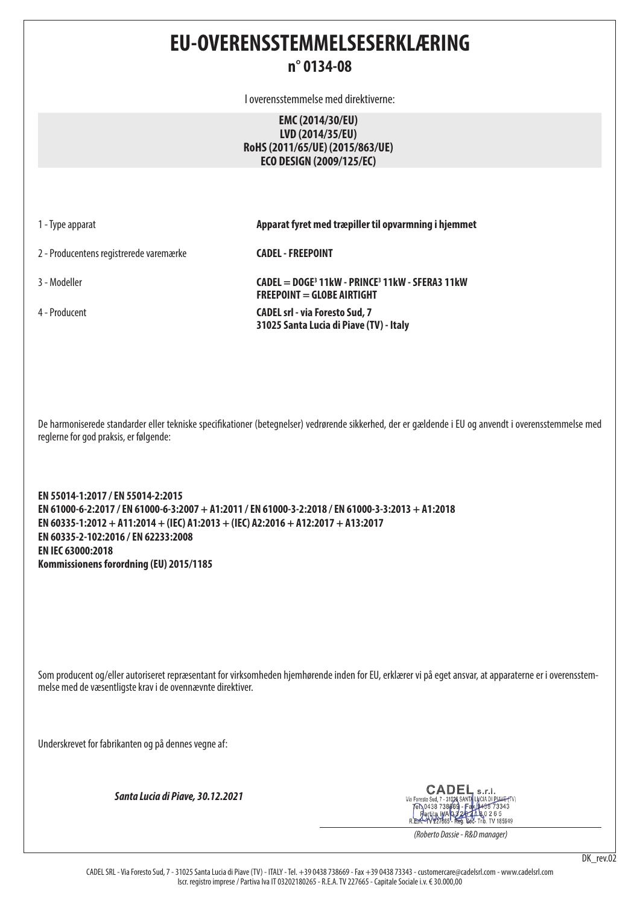# EU-OVERENSSTEMMELSESERKLÆRING

## n° 0134-08

I overensstemmelse med direktiverne:

**EMC (2014/30/EU)**
**LVD (2014/35/EU)**
**RoHS (2011/65/UE) (2015/863/UE)**
**ECO DESIGN (2009/125/EC)**

| | |
|---|---|
| 1 - Type apparat | **Apparat fyret med træpiller til opvarmning i hjemmet** |
| 2 - Producentens registrerede varemærke | **CADEL - FREEPOINT** |
| 3 - Modeller | **CADEL = DOGE³ 11kW - PRINCE³ 11kW - SFERA3 11kW**<br>**FREEPOINT = GLOBE AIRTIGHT** |
| 4 - Producent | **CADEL srl - via Foresto Sud, 7**<br>**31025 Santa Lucia di Piave (TV) - Italy** |

De harmoniserede standarder eller tekniske specifikationer (betegnelser) vedrørende sikkerhed, der er gældende i EU og anvendt i overensstemmelse med reglerne for god praksis, er følgende:

**EN 55014-1:2017 / EN 55014-2:2015**
**EN 61000-6-2:2017 / EN 61000-6-3:2007 + A1:2011 / EN 61000-3-2:2018 / EN 61000-3-3:2013 + A1:2018**
**EN 60335-1:2012 + A11:2014 + (IEC) A1:2013 + (IEC) A2:2016 + A12:2017 + A13:2017**
**EN 60335-2-102:2016 / EN 62233:2008**
**EN IEC 63000:2018**
**Kommissionens forordning (EU) 2015/1185**

Som producent og/eller autoriseret repræsentant for virksomheden hjemhørende inden for EU, erklærer vi på eget ansvar, at apparaterne er i overensstemmelse med de væsentligste krav i de ovennævnte direktiver.

Underskrevet for fabrikanten og på dennes vegne af:

***Santa Lucia di Piave, 30.12.2021***

CADEL s.r.l.
Via Foresto Sud, 7 - 31025 SANTA LUCIA DI PIAVE (TV)
Tel. 0438 738669 - Fax 0438 73343
Partita IVA 03202180265
R.E.A. TV 227665 - Reg. Soc. Trib. TV 185949

*(Roberto Dassie - R&D manager)*

DK_rev.02

CADEL SRL - Via Foresto Sud, 7 - 31025 Santa Lucia di Piave (TV) - ITALY - Tel. +39 0438 738669 - Fax +39 0438 73343 - customercare@cadelsrl.com - www.cadelsrl.com
Iscr. registro imprese / Partiva Iva IT 03202180265 - R.E.A. TV 227665 - Capitale Sociale i.v. € 30.000,00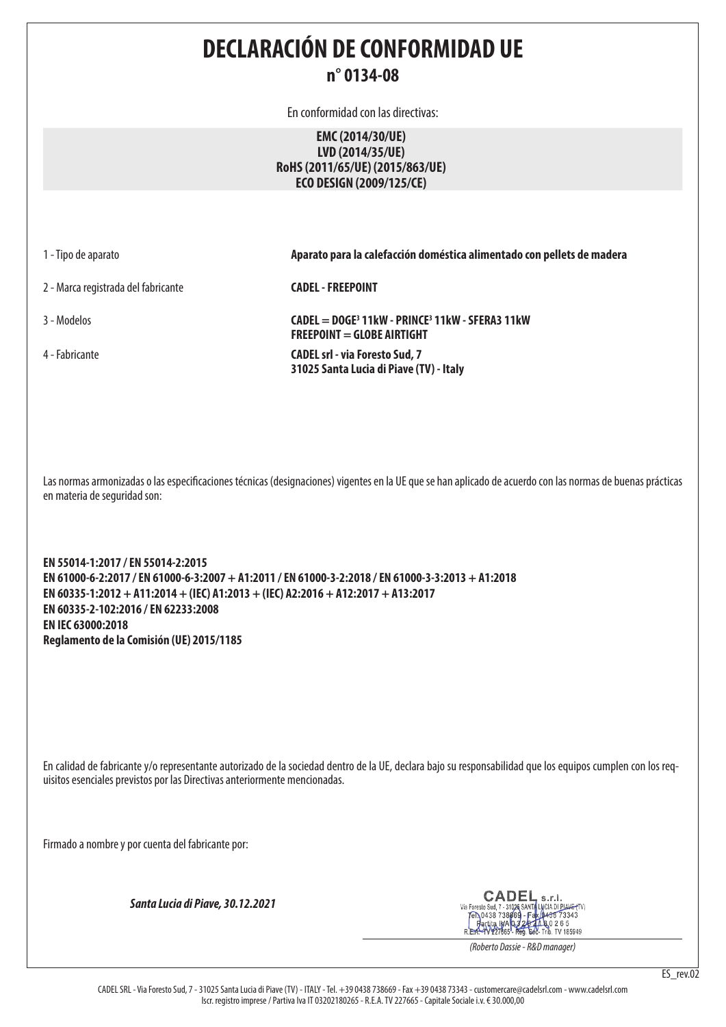# DECLARACIÓN DE CONFORMIDAD UE

## n° 0134-08

En conformidad con las directivas:

**EMC (2014/30/UE)**
**LVD (2014/35/UE)**
**RoHS (2011/65/UE) (2015/863/UE)**
**ECO DESIGN (2009/125/CE)**

| | |
|---|---|
| 1 - Tipo de aparato | **Aparato para la calefacción doméstica alimentado con pellets de madera** |
| 2 - Marca registrada del fabricante | **CADEL - FREEPOINT** |
| 3 - Modelos | **CADEL = DOGE³ 11kW - PRINCE³ 11kW - SFERA3 11kW**<br>**FREEPOINT = GLOBE AIRTIGHT** |
| 4 - Fabricante | **CADEL srl - via Foresto Sud, 7**<br>**31025 Santa Lucia di Piave (TV) - Italy** |

Las normas armonizadas o las especificaciones técnicas (designaciones) vigentes en la UE que se han aplicado de acuerdo con las normas de buenas prácticas en materia de seguridad son:

**EN 55014-1:2017 / EN 55014-2:2015**
**EN 61000-6-2:2017 / EN 61000-6-3:2007 + A1:2011 / EN 61000-3-2:2018 / EN 61000-3-3:2013 + A1:2018**
**EN 60335-1:2012 + A11:2014 + (IEC) A1:2013 + (IEC) A2:2016 + A12:2017 + A13:2017**
**EN 60335-2-102:2016 / EN 62233:2008**
**EN IEC 63000:2018**
**Reglamento de la Comisión (UE) 2015/1185**

En calidad de fabricante y/o representante autorizado de la sociedad dentro de la UE, declara bajo su responsabilidad que los equipos cumplen con los requisitos esenciales previstos por las Directivas anteriormente mencionadas.

Firmado a nombre y por cuenta del fabricante por:

***Santa Lucia di Piave, 30.12.2021***

CADEL s.r.l.
Via Foresto Sud, 7 - 31025 SANTA LUCIA DI PIAVE (TV)
Tel. 0438 738669 - Fax 0438 73343
Partita IVA 03202180265
R.E.A. TV 227665 - Reg. Soc. Trib. TV 185949

*(Roberto Dassie - R&D manager)*

ES_rev.02

CADEL SRL - Via Foresto Sud, 7 - 31025 Santa Lucia di Piave (TV) - ITALY - Tel. +39 0438 738669 - Fax +39 0438 73343 - customercare@cadelsrl.com - www.cadelsrl.com
Iscr. registro imprese / Partiva Iva IT 03202180265 - R.E.A. TV 227665 - Capitale Sociale i.v. € 30.000,00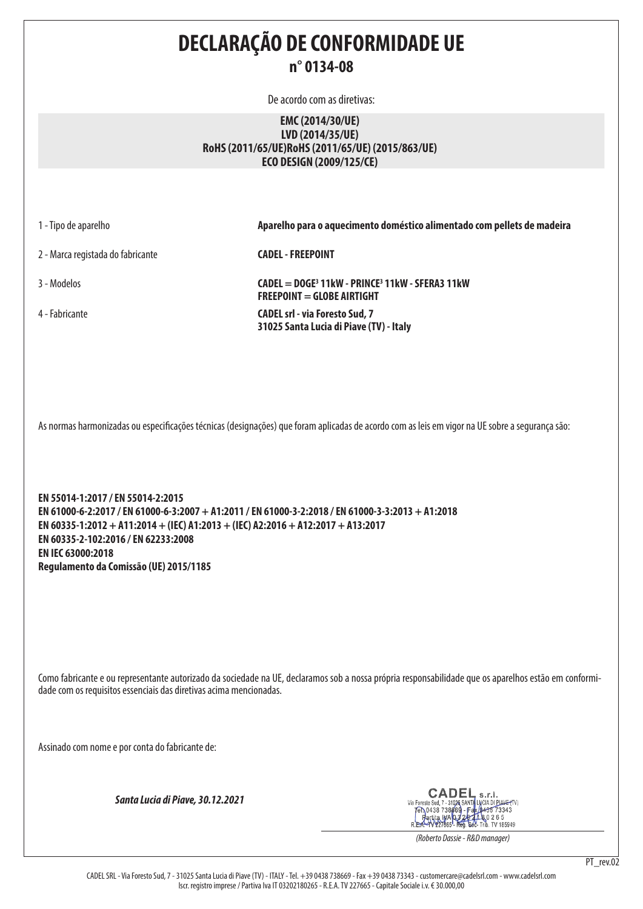# DECLARAÇÃO DE CONFORMIDADE UE

## n° 0134-08

De acordo com as diretivas:

**EMC (2014/30/UE)**
**LVD (2014/35/UE)**
**RoHS (2011/65/UE)RoHS (2011/65/UE) (2015/863/UE)**
**ECO DESIGN (2009/125/CE)**

| | |
|---|---|
| 1 - Tipo de aparelho | **Aparelho para o aquecimento doméstico alimentado com pellets de madeira** |
| 2 - Marca registada do fabricante | **CADEL - FREEPOINT** |
| 3 - Modelos | **CADEL = DOGE³ 11kW - PRINCE³ 11kW - SFERA3 11kW**<br>**FREEPOINT = GLOBE AIRTIGHT** |
| 4 - Fabricante | **CADEL srl - via Foresto Sud, 7**<br>**31025 Santa Lucia di Piave (TV) - Italy** |

As normas harmonizadas ou especificações técnicas (designações) que foram aplicadas de acordo com as leis em vigor na UE sobre a segurança são:

**EN 55014-1:2017 / EN 55014-2:2015**
**EN 61000-6-2:2017 / EN 61000-6-3:2007 + A1:2011 / EN 61000-3-2:2018 / EN 61000-3-3:2013 + A1:2018**
**EN 60335-1:2012 + A11:2014 + (IEC) A1:2013 + (IEC) A2:2016 + A12:2017 + A13:2017**
**EN 60335-2-102:2016 / EN 62233:2008**
**EN IEC 63000:2018**
**Regulamento da Comissão (UE) 2015/1185**

Como fabricante e ou representante autorizado da sociedade na UE, declaramos sob a nossa própria responsabilidade que os aparelhos estão em conformidade com os requisitos essenciais das diretivas acima mencionadas.

Assinado com nome e por conta do fabricante de:

***Santa Lucia di Piave, 30.12.2021***

CADEL s.r.l.
Via Foresto Sud, 7 - 31025 SANTA LUCIA DI PIAVE (TV)
Tel. 0438 738669 - Fax 0438 73343
Partita IVA 03202180265
R.E.A. TV 227665 - Reg. Soc. Trib. TV 185949

*(Roberto Dassie - R&D manager)*

PT_rev.02

CADEL SRL - Via Foresto Sud, 7 - 31025 Santa Lucia di Piave (TV) - ITALY - Tel. +39 0438 738669 - Fax +39 0438 73343 - customercare@cadelsrl.com - www.cadelsrl.com
Iscr. registro imprese / Partiva Iva IT 03202180265 - R.E.A. TV 227665 - Capitale Sociale i.v. € 30.000,00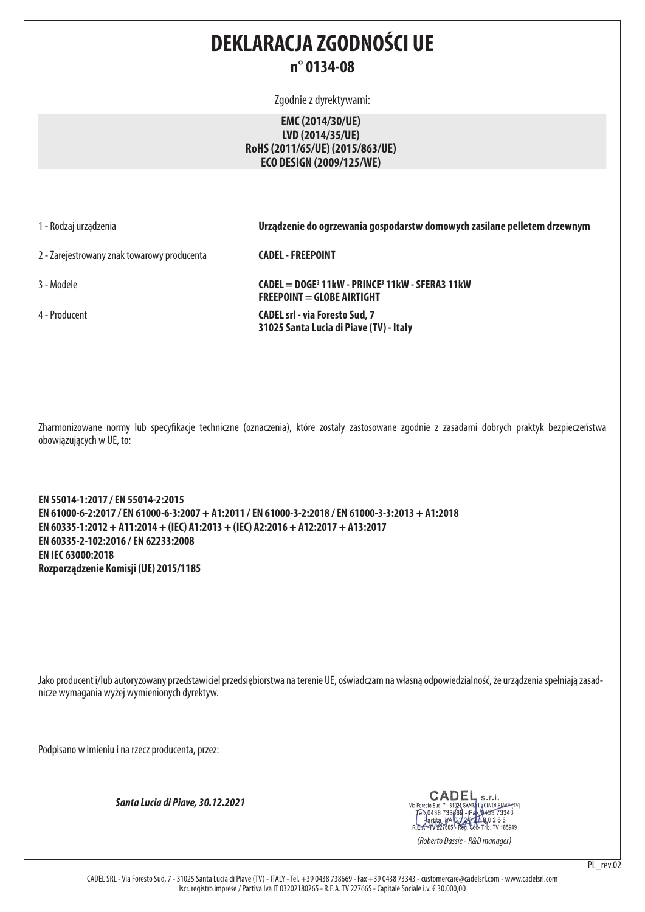# DEKLARACJA ZGODNOŚCI UE

## n° 0134-08

Zgodnie z dyrektywami:

**EMC (2014/30/UE)**
**LVD (2014/35/UE)**
**RoHS (2011/65/UE) (2015/863/UE)**
**ECO DESIGN (2009/125/WE)**

| | |
|---|---|
| 1 - Rodzaj urządzenia | **Urządzenie do ogrzewania gospodarstw domowych zasilane pelletem drzewnym** |
| 2 - Zarejestrowany znak towarowy producenta | **CADEL - FREEPOINT** |
| 3 - Modele | **CADEL = DOGE³ 11kW - PRINCE³ 11kW - SFERA3 11kW**<br>**FREEPOINT = GLOBE AIRTIGHT** |
| 4 - Producent | **CADEL srl - via Foresto Sud, 7**<br>**31025 Santa Lucia di Piave (TV) - Italy** |

Zharmonizowane normy lub specyfikacje techniczne (oznaczenia), które zostały zastosowane zgodnie z zasadami dobrych praktyk bezpieczeństwa obowiązujących w UE, to:

**EN 55014-1:2017 / EN 55014-2:2015**
**EN 61000-6-2:2017 / EN 61000-6-3:2007 + A1:2011 / EN 61000-3-2:2018 / EN 61000-3-3:2013 + A1:2018**
**EN 60335-1:2012 + A11:2014 + (IEC) A1:2013 + (IEC) A2:2016 + A12:2017 + A13:2017**
**EN 60335-2-102:2016 / EN 62233:2008**
**EN IEC 63000:2018**
**Rozporządzenie Komisji (UE) 2015/1185**

Jako producent i/lub autoryzowany przedstawiciel przedsiębiorstwa na terenie UE, oświadczam na własną odpowiedzialność, że urządzenia spełniają zasadnicze wymagania wyżej wymienionych dyrektyw.

Podpisano w imieniu i na rzecz producenta, przez:

***Santa Lucia di Piave, 30.12.2021***

CADEL s.r.l.
Via Foresto Sud, 7 - 31025 SANTA LUCIA DI PIAVE (TV)
Tel. 0438 738669 - Fax 0438 73343
Partita IVA 03202180265
R.E.A. TV 227665 - Reg. Soc. Trib. TV 185949

*(Roberto Dassie - R&D manager)*

PL_rev.02

CADEL SRL - Via Foresto Sud, 7 - 31025 Santa Lucia di Piave (TV) - ITALY - Tel. +39 0438 738669 - Fax +39 0438 73343 - customercare@cadelsrl.com - www.cadelsrl.com
Iscr. registro imprese / Partiva Iva IT 03202180265 - R.E.A. TV 227665 - Capitale Sociale i.v. € 30.000,00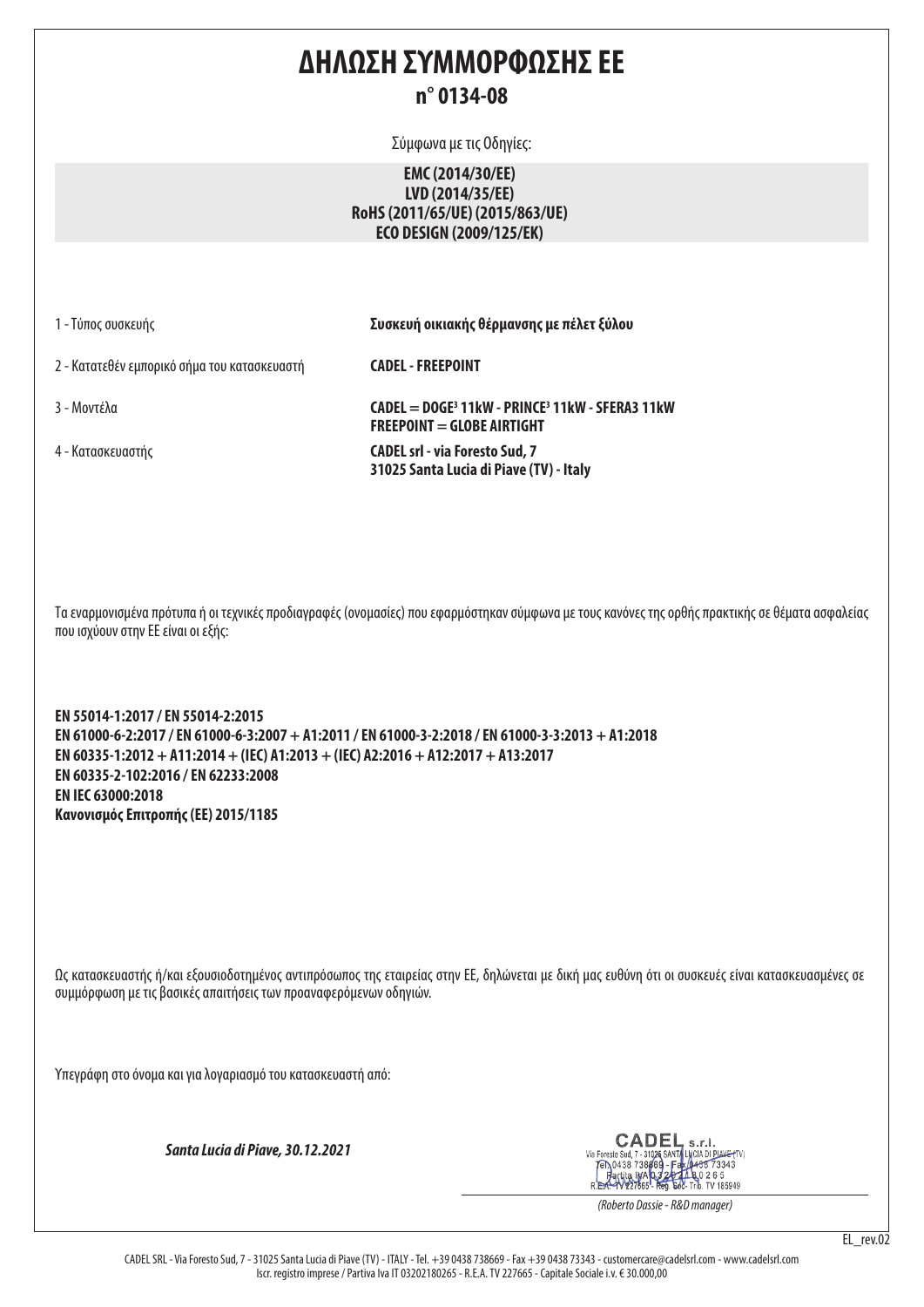# ΔΗΛΩΣΗ ΣΥΜΜΟΡΦΩΣΗΣ ΕΕ

## n° 0134-08

Σύμφωνα με τις Οδηγίες:

**EMC (2014/30/ΕΕ)**
**LVD (2014/35/ΕΕ)**
**RoHS (2011/65/UE) (2015/863/UE)**
**ECO DESIGN (2009/125/ΕΚ)**

| | |
|---|---|
| 1 - Τύπος συσκευής | **Συσκευή οικιακής θέρμανσης με πέλετ ξύλου** |
| 2 - Κατατεθέν εμπορικό σήμα του κατασκευαστή | **CADEL - FREEPOINT** |
| 3 - Μοντέλα | **CADEL = DOGE³ 11kW - PRINCE³ 11kW - SFERA3 11kW**<br>**FREEPOINT = GLOBE AIRTIGHT** |
| 4 - Κατασκευαστής | **CADEL srl - via Foresto Sud, 7**<br>**31025 Santa Lucia di Piave (TV) - Italy** |

Τα εναρμονισμένα πρότυπα ή οι τεχνικές προδιαγραφές (ονομασίες) που εφαρμόστηκαν σύμφωνα με τους κανόνες της ορθής πρακτικής σε θέματα ασφαλείας που ισχύουν στην ΕΕ είναι οι εξής:

**EN 55014-1:2017 / EN 55014-2:2015**
**EN 61000-6-2:2017 / EN 61000-6-3:2007 + A1:2011 / EN 61000-3-2:2018 / EN 61000-3-3:2013 + A1:2018**
**EN 60335-1:2012 + A11:2014 + (IEC) A1:2013 + (IEC) A2:2016 + A12:2017 + A13:2017**
**EN 60335-2-102:2016 / EN 62233:2008**
**EN IEC 63000:2018**
**Κανονισμός Επιτροπής (ΕΕ) 2015/1185**

Ως κατασκευαστής ή/και εξουσιοδοτημένος αντιπρόσωπος της εταιρείας στην ΕΕ, δηλώνεται με δική μας ευθύνη ότι οι συσκευές είναι κατασκευασμένες σε συμμόρφωση με τις βασικές απαιτήσεις των προαναφερόμενων οδηγιών.

Υπεγράφη στο όνομα και για λογαριασμό του κατασκευαστή από:

***Santa Lucia di Piave, 30.12.2021***

CADEL s.r.l.
Via Foresto Sud, 7 - 31025 SANTA LUCIA DI PIAVE (TV)
Tel. 0438 738669 - Fax 0438 73343
Partita IVA 03202180265
R.E.A. TV 227665 - Reg. Soc. Trib. TV 185949

*(Roberto Dassie - R&D manager)*

EL_rev.02

CADEL SRL - Via Foresto Sud, 7 - 31025 Santa Lucia di Piave (TV) - ITALY - Tel. +39 0438 738669 - Fax +39 0438 73343 - customercare@cadelsrl.com - www.cadelsrl.com
Iscr. registro imprese / Partiva Iva IT 03202180265 - R.E.A. TV 227665 - Capitale Sociale i.v. € 30.000,00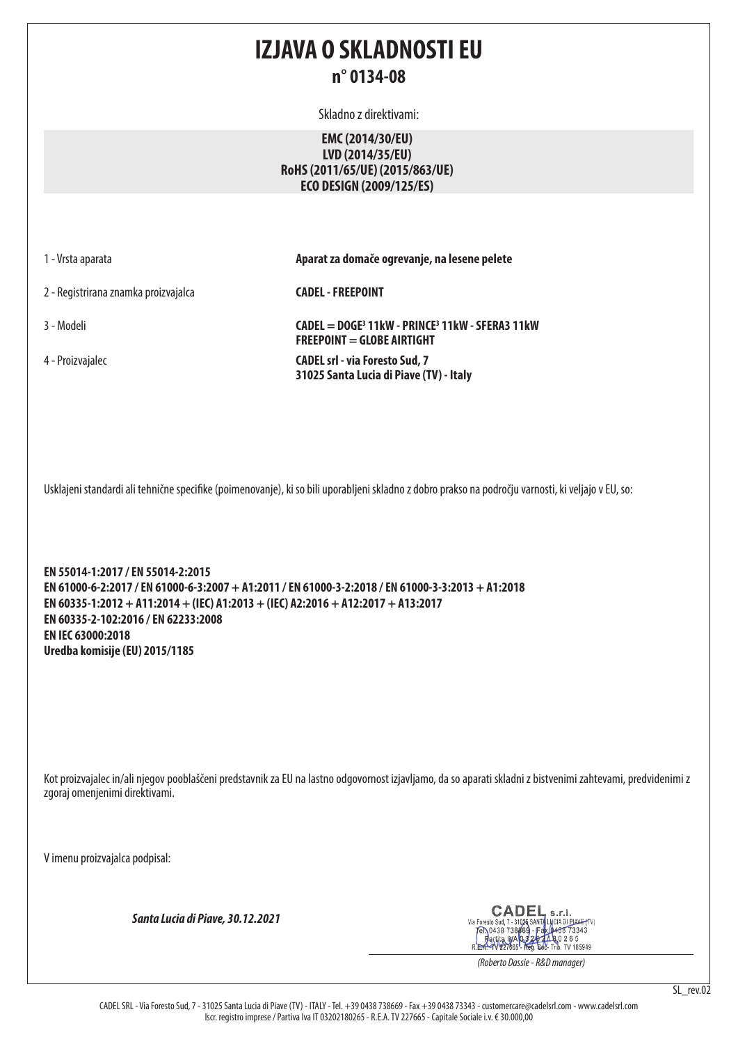# IZJAVA O SKLADNOSTI EU

## n° 0134-08

Skladno z direktivami:

**EMC (2014/30/EU)**
**LVD (2014/35/EU)**
**RoHS (2011/65/UE) (2015/863/UE)**
**ECO DESIGN (2009/125/ES)**

| | |
|---|---|
| 1 - Vrsta aparata | **Aparat za domače ogrevanje, na lesene pelete** |
| 2 - Registrirana znamka proizvajalca | **CADEL - FREEPOINT** |
| 3 - Modeli | **CADEL = DOGE³ 11kW - PRINCE³ 11kW - SFERA3 11kW**<br>**FREEPOINT = GLOBE AIRTIGHT** |
| 4 - Proizvajalec | **CADEL srl - via Foresto Sud, 7**<br>**31025 Santa Lucia di Piave (TV) - Italy** |

Usklajeni standardi ali tehnične specifike (poimenovanje), ki so bili uporabljeni skladno z dobro prakso na področju varnosti, ki veljajo v EU, so:

**EN 55014-1:2017 / EN 55014-2:2015**
**EN 61000-6-2:2017 / EN 61000-6-3:2007 + A1:2011 / EN 61000-3-2:2018 / EN 61000-3-3:2013 + A1:2018**
**EN 60335-1:2012 + A11:2014 + (IEC) A1:2013 + (IEC) A2:2016 + A12:2017 + A13:2017**
**EN 60335-2-102:2016 / EN 62233:2008**
**EN IEC 63000:2018**
**Uredba komisije (EU) 2015/1185**

Kot proizvajalec in/ali njegov pooblaščeni predstavnik za EU na lastno odgovornost izjavljamo, da so aparati skladni z bistvenimi zahtevami, predvidenimi z zgoraj omenjenimi direktivami.

V imenu proizvajalca podpisal:

***Santa Lucia di Piave, 30.12.2021***

CADEL s.r.l.
Via Foresto Sud, 7 - 31025 SANTA LUCIA DI PIAVE (TV)
Tel. 0438 738669 - Fax 0438 73343
Partita IVA 03202180265
R.E.A. TV 227665 - Reg. Soc. Trib. TV 185949

*(Roberto Dassie - R&D manager)*

SL_rev.02

CADEL SRL - Via Foresto Sud, 7 - 31025 Santa Lucia di Piave (TV) - ITALY - Tel. +39 0438 738669 - Fax +39 0438 73343 - customercare@cadelsrl.com - www.cadelsrl.com
Iscr. registro imprese / Partiva Iva IT 03202180265 - R.E.A. TV 227665 - Capitale Sociale i.v. € 30.000,00